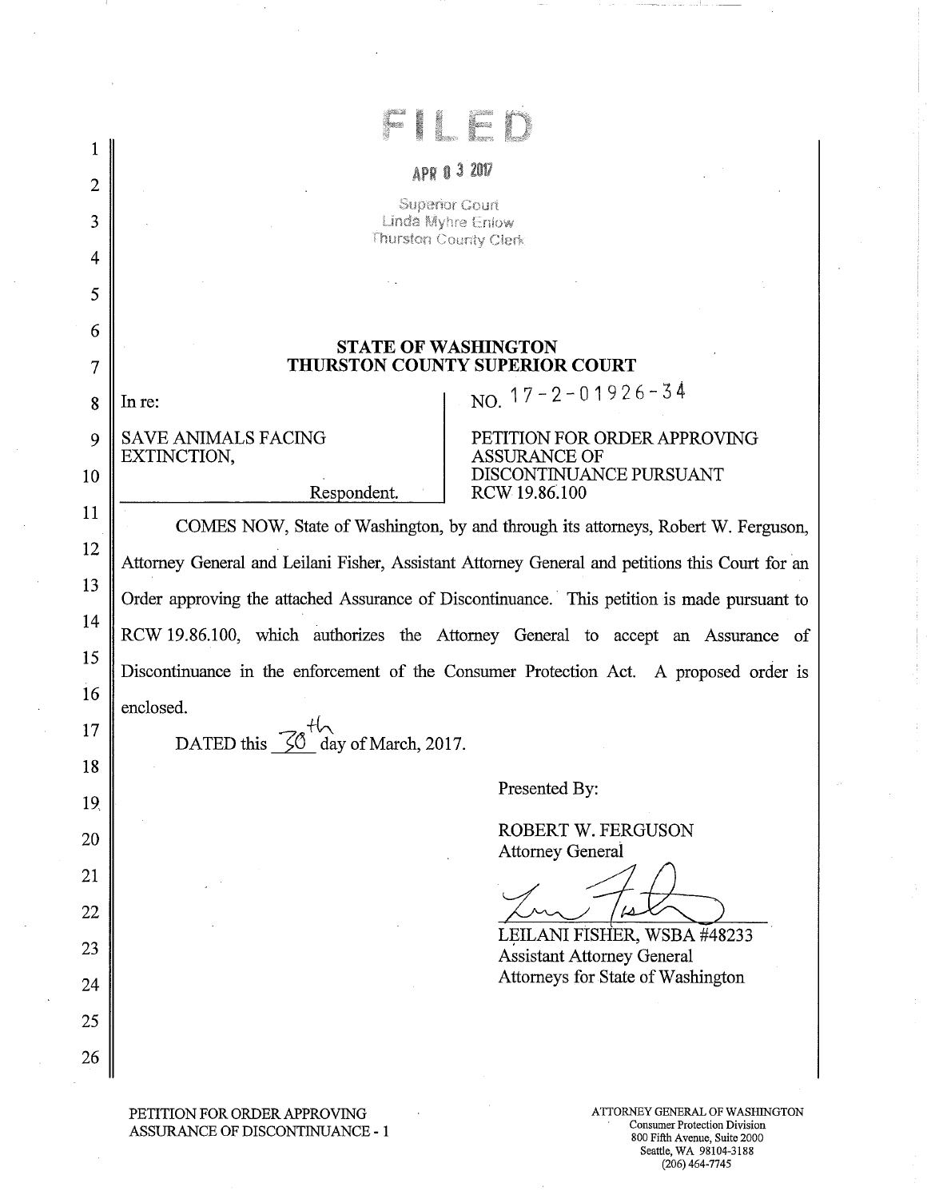FILED

APR 0 3 2017

Superior Court
Linda Myhre Enlow
Thurston County Clerk

**STATE OF WASHINGTON**
**THURSTON COUNTY SUPERIOR COURT**

| In re: SAVE ANIMALS FACING EXTINCTION, Respondent. | NO. 17-2-01926-34 PETITION FOR ORDER APPROVING ASSURANCE OF DISCONTINUANCE PURSUANT RCW 19.86.100 |
|---|---|

COMES NOW, State of Washington, by and through its attorneys, Robert W. Ferguson, Attorney General and Leilani Fisher, Assistant Attorney General and petitions this Court for an Order approving the attached Assurance of Discontinuance. This petition is made pursuant to RCW 19.86.100, which authorizes the Attorney General to accept an Assurance of Discontinuance in the enforcement of the Consumer Protection Act. A proposed order is enclosed.

DATED this 30th day of March, 2017.

Presented By:

ROBERT W. FERGUSON
Attorney General

LEILANI FISHER, WSBA #48233
Assistant Attorney General
Attorneys for State of Washington

PETITION FOR ORDER APPROVING ASSURANCE OF DISCONTINUANCE - 1

ATTORNEY GENERAL OF WASHINGTON
Consumer Protection Division
800 Fifth Avenue, Suite 2000
Seattle, WA 98104-3188
(206) 464-7745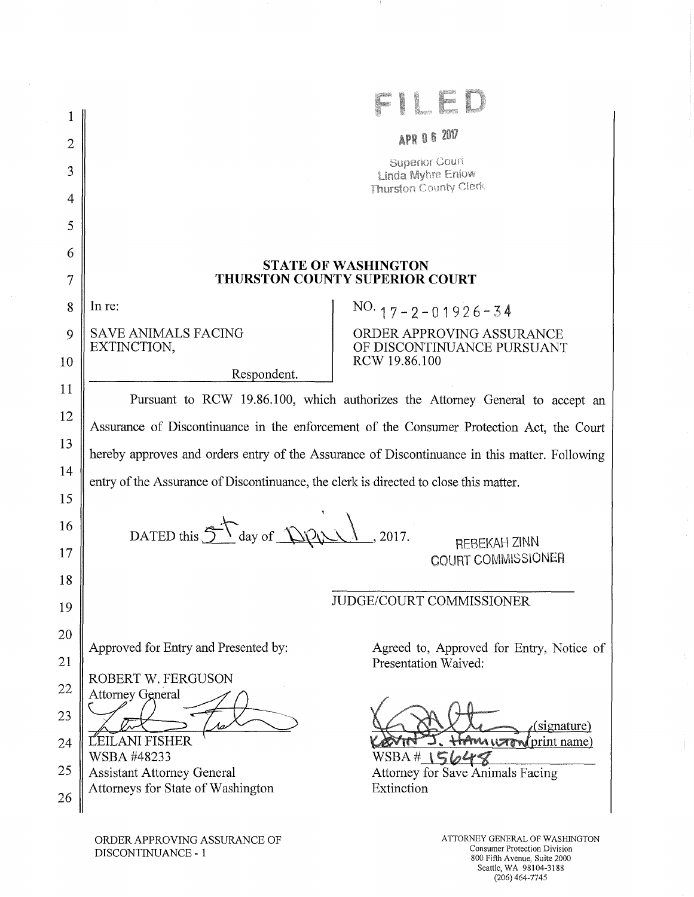FILED

APR 06 2017

Superior Court
Linda Myhre Enlow
Thurston County Clerk

**STATE OF WASHINGTON**
**THURSTON COUNTY SUPERIOR COURT**

| In re: SAVE ANIMALS FACING EXTINCTION, Respondent. | NO. 17-2-01926-34 ORDER APPROVING ASSURANCE OF DISCONTINUANCE PURSUANT RCW 19.86.100 |
|---|---|

Pursuant to RCW 19.86.100, which authorizes the Attorney General to accept an Assurance of Discontinuance in the enforcement of the Consumer Protection Act, the Court hereby approves and orders entry of the Assurance of Discontinuance in this matter. Following entry of the Assurance of Discontinuance, the clerk is directed to close this matter.

DATED this 5th day of April, 2017.

REBEKAH ZINN
COURT COMMISSIONER

_______________________________
JUDGE/COURT COMMISSIONER

Approved for Entry and Presented by:

ROBERT W. FERGUSON
Attorney General

LEILANI FISHER
WSBA #48233
Assistant Attorney General
Attorneys for State of Washington

Agreed to, Approved for Entry, Notice of Presentation Waived:

(signature)
KEVIN J. HAMILTON (print name)
WSBA # 15648
Attorney for Save Animals Facing Extinction

ORDER APPROVING ASSURANCE OF DISCONTINUANCE - 1

ATTORNEY GENERAL OF WASHINGTON
Consumer Protection Division
800 Fifth Avenue, Suite 2000
Seattle, WA 98104-3188
(206) 464-7745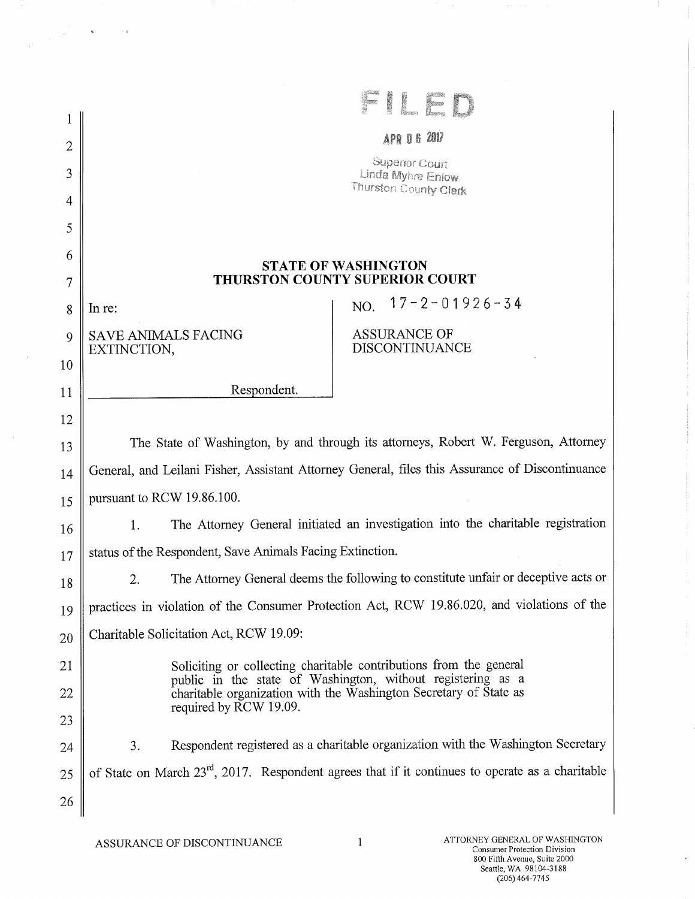FILED

APR 06 2017

Superior Court
Linda Myhre Enlow
Thurston County Clerk

**STATE OF WASHINGTON**
**THURSTON COUNTY SUPERIOR COURT**

| In re:<br><br>SAVE ANIMALS FACING EXTINCTION,<br><br>Respondent. | NO. 17-2-01926-34<br><br>ASSURANCE OF DISCONTINUANCE |
|---|---|

The State of Washington, by and through its attorneys, Robert W. Ferguson, Attorney General, and Leilani Fisher, Assistant Attorney General, files this Assurance of Discontinuance pursuant to RCW 19.86.100.

1. The Attorney General initiated an investigation into the charitable registration status of the Respondent, Save Animals Facing Extinction.

2. The Attorney General deems the following to constitute unfair or deceptive acts or practices in violation of the Consumer Protection Act, RCW 19.86.020, and violations of the Charitable Solicitation Act, RCW 19.09:

> Soliciting or collecting charitable contributions from the general public in the state of Washington, without registering as a charitable organization with the Washington Secretary of State as required by RCW 19.09.

3. Respondent registered as a charitable organization with the Washington Secretary of State on March 23rd, 2017. Respondent agrees that if it continues to operate as a charitable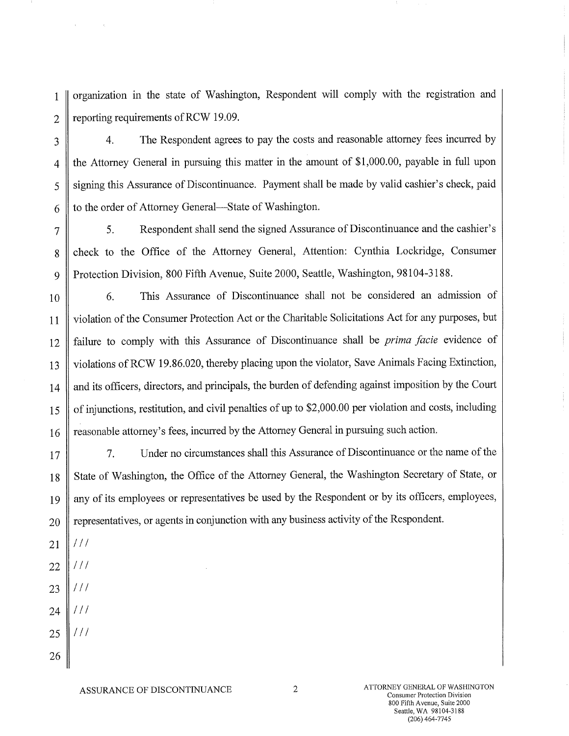organization in the state of Washington, Respondent will comply with the registration and reporting requirements of RCW 19.09.

4. The Respondent agrees to pay the costs and reasonable attorney fees incurred by the Attorney General in pursuing this matter in the amount of $1,000.00, payable in full upon signing this Assurance of Discontinuance. Payment shall be made by valid cashier's check, paid to the order of Attorney General—State of Washington.

5. Respondent shall send the signed Assurance of Discontinuance and the cashier's check to the Office of the Attorney General, Attention: Cynthia Lockridge, Consumer Protection Division, 800 Fifth Avenue, Suite 2000, Seattle, Washington, 98104-3188.

6. This Assurance of Discontinuance shall not be considered an admission of violation of the Consumer Protection Act or the Charitable Solicitations Act for any purposes, but failure to comply with this Assurance of Discontinuance shall be *prima facie* evidence of violations of RCW 19.86.020, thereby placing upon the violator, Save Animals Facing Extinction, and its officers, directors, and principals, the burden of defending against imposition by the Court of injunctions, restitution, and civil penalties of up to $2,000.00 per violation and costs, including reasonable attorney's fees, incurred by the Attorney General in pursuing such action.

7. Under no circumstances shall this Assurance of Discontinuance or the name of the State of Washington, the Office of the Attorney General, the Washington Secretary of State, or any of its employees or representatives be used by the Respondent or by its officers, employees, representatives, or agents in conjunction with any business activity of the Respondent.

///

///

///

///

///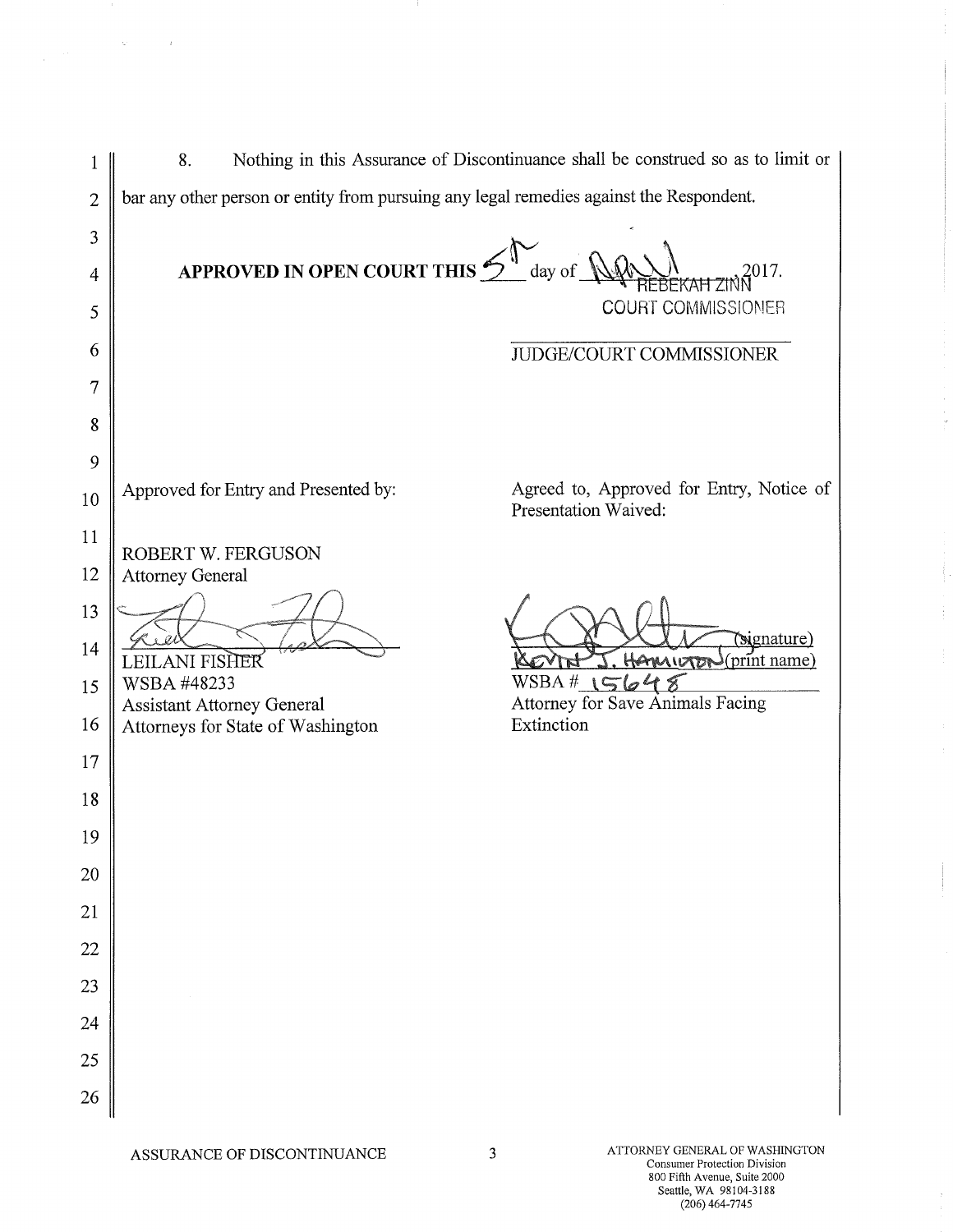8. Nothing in this Assurance of Discontinuance shall be construed so as to limit or bar any other person or entity from pursuing any legal remedies against the Respondent.

**APPROVED IN OPEN COURT THIS** 5th day of April, 2017.

REBEKAH ZINN
COURT COMMISSIONER

JUDGE/COURT COMMISSIONER

Approved for Entry and Presented by:

ROBERT W. FERGUSON
Attorney General

LEILANI FISHER
WSBA #48233
Assistant Attorney General
Attorneys for State of Washington

Agreed to, Approved for Entry, Notice of Presentation Waived:

(signature)
KEVIN J. HAMILTON (print name)
WSBA # 15648
Attorney for Save Animals Facing Extinction